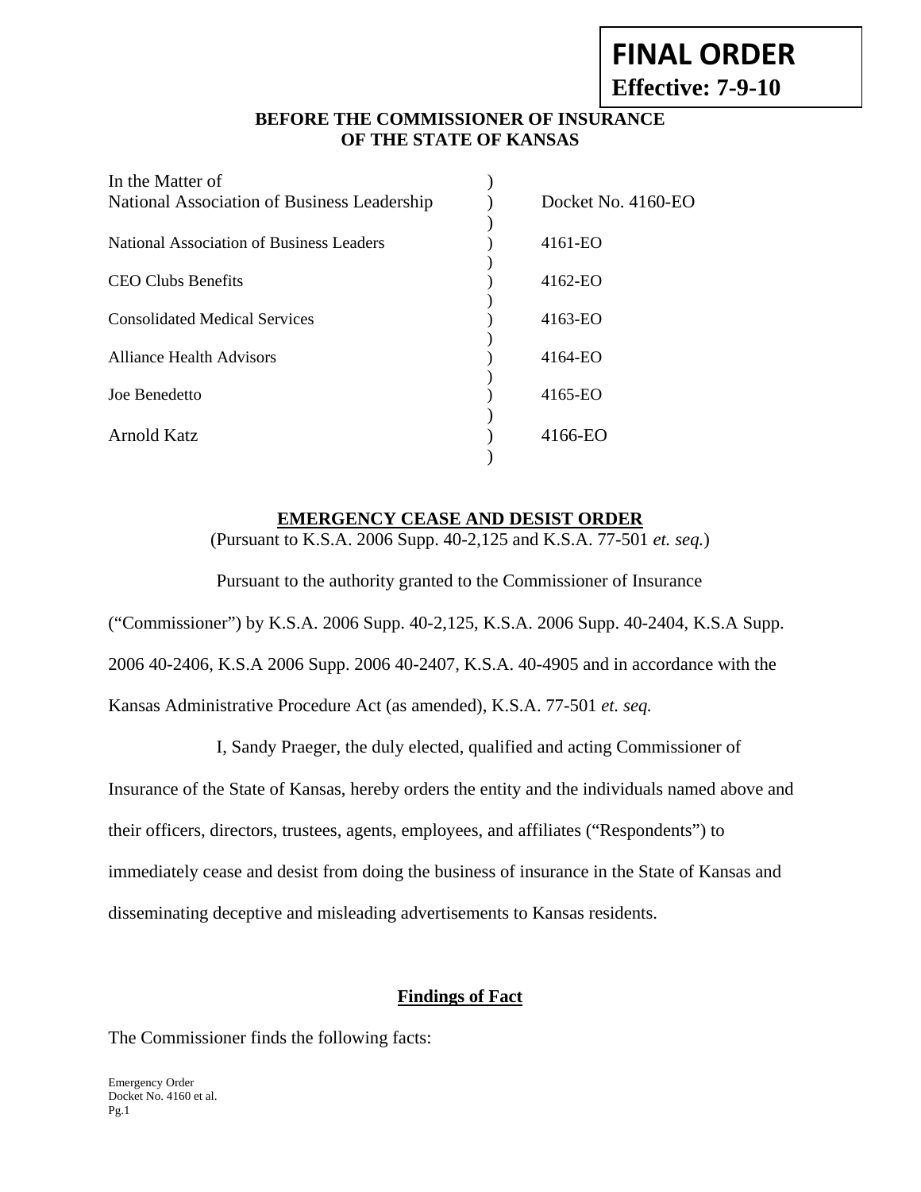**FINAL ORDER**
**Effective: 7-9-10**

**BEFORE THE COMMISSIONER OF INSURANCE**
**OF THE STATE OF KANSAS**

| In the Matter of | ) | |
| --- | --- | --- |
| National Association of Business Leadership | ) | Docket No. 4160-EO |
| National Association of Business Leaders | ) | 4161-EO |
| CEO Clubs Benefits | ) | 4162-EO |
| Consolidated Medical Services | ) | 4163-EO |
| Alliance Health Advisors | ) | 4164-EO |
| Joe Benedetto | ) | 4165-EO |
| Arnold Katz | ) | 4166-EO |

**EMERGENCY CEASE AND DESIST ORDER**
(Pursuant to K.S.A. 2006 Supp. 40-2,125 and K.S.A. 77-501 *et. seq.*)

Pursuant to the authority granted to the Commissioner of Insurance ("Commissioner") by K.S.A. 2006 Supp. 40-2,125, K.S.A. 2006 Supp. 40-2404, K.S.A Supp. 2006 40-2406, K.S.A 2006 Supp. 2006 40-2407, K.S.A. 40-4905 and in accordance with the Kansas Administrative Procedure Act (as amended), K.S.A. 77-501 *et. seq.*

I, Sandy Praeger, the duly elected, qualified and acting Commissioner of Insurance of the State of Kansas, hereby orders the entity and the individuals named above and their officers, directors, trustees, agents, employees, and affiliates ("Respondents") to immediately cease and desist from doing the business of insurance in the State of Kansas and disseminating deceptive and misleading advertisements to Kansas residents.

**Findings of Fact**

The Commissioner finds the following facts: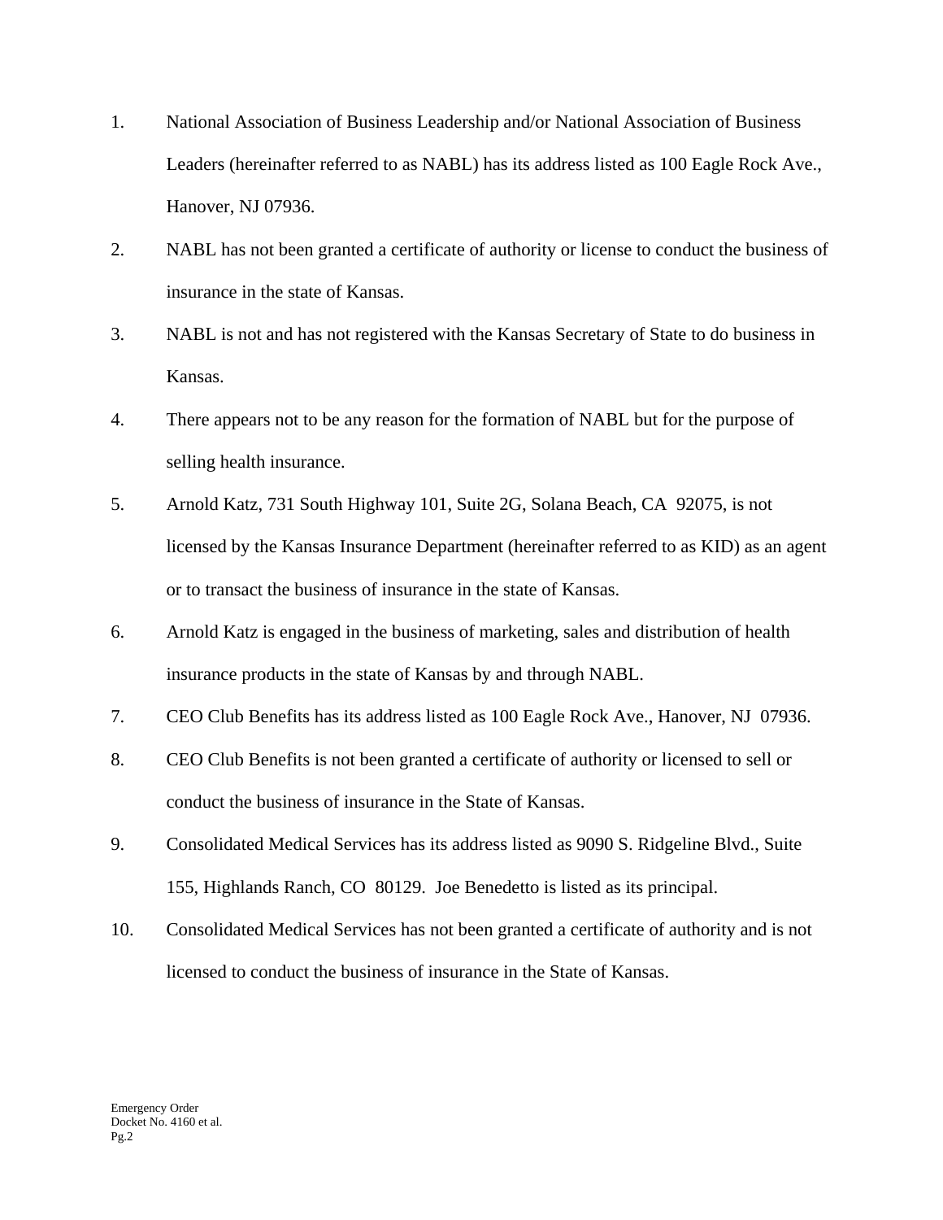1. National Association of Business Leadership and/or National Association of Business Leaders (hereinafter referred to as NABL) has its address listed as 100 Eagle Rock Ave., Hanover, NJ 07936.

2. NABL has not been granted a certificate of authority or license to conduct the business of insurance in the state of Kansas.

3. NABL is not and has not registered with the Kansas Secretary of State to do business in Kansas.

4. There appears not to be any reason for the formation of NABL but for the purpose of selling health insurance.

5. Arnold Katz, 731 South Highway 101, Suite 2G, Solana Beach, CA 92075, is not licensed by the Kansas Insurance Department (hereinafter referred to as KID) as an agent or to transact the business of insurance in the state of Kansas.

6. Arnold Katz is engaged in the business of marketing, sales and distribution of health insurance products in the state of Kansas by and through NABL.

7. CEO Club Benefits has its address listed as 100 Eagle Rock Ave., Hanover, NJ 07936.

8. CEO Club Benefits is not been granted a certificate of authority or licensed to sell or conduct the business of insurance in the State of Kansas.

9. Consolidated Medical Services has its address listed as 9090 S. Ridgeline Blvd., Suite 155, Highlands Ranch, CO 80129. Joe Benedetto is listed as its principal.

10. Consolidated Medical Services has not been granted a certificate of authority and is not licensed to conduct the business of insurance in the State of Kansas.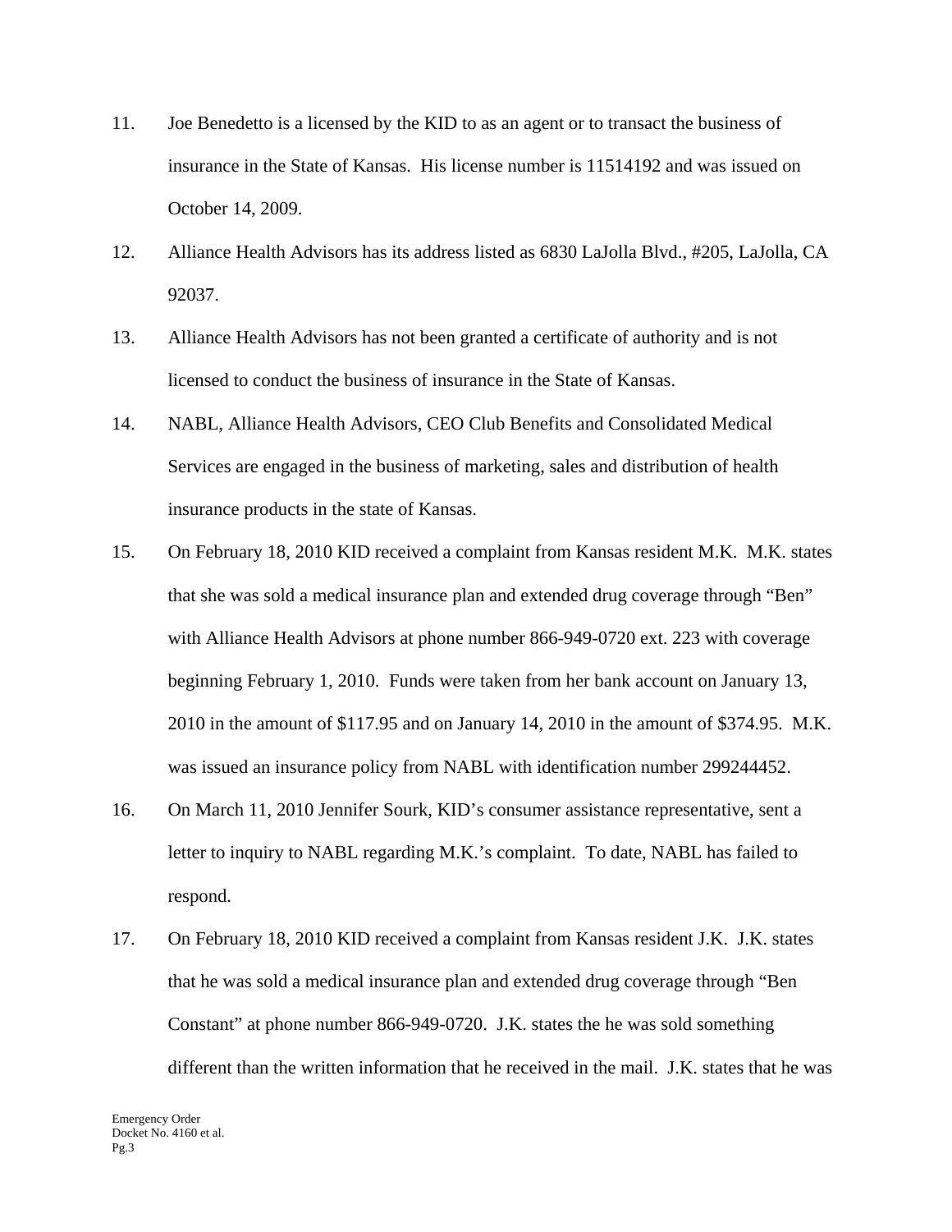11. Joe Benedetto is a licensed by the KID to as an agent or to transact the business of insurance in the State of Kansas. His license number is 11514192 and was issued on October 14, 2009.

12. Alliance Health Advisors has its address listed as 6830 LaJolla Blvd., #205, LaJolla, CA 92037.

13. Alliance Health Advisors has not been granted a certificate of authority and is not licensed to conduct the business of insurance in the State of Kansas.

14. NABL, Alliance Health Advisors, CEO Club Benefits and Consolidated Medical Services are engaged in the business of marketing, sales and distribution of health insurance products in the state of Kansas.

15. On February 18, 2010 KID received a complaint from Kansas resident M.K. M.K. states that she was sold a medical insurance plan and extended drug coverage through "Ben" with Alliance Health Advisors at phone number 866-949-0720 ext. 223 with coverage beginning February 1, 2010. Funds were taken from her bank account on January 13, 2010 in the amount of $117.95 and on January 14, 2010 in the amount of $374.95. M.K. was issued an insurance policy from NABL with identification number 299244452.

16. On March 11, 2010 Jennifer Sourk, KID's consumer assistance representative, sent a letter to inquiry to NABL regarding M.K.'s complaint. To date, NABL has failed to respond.

17. On February 18, 2010 KID received a complaint from Kansas resident J.K. J.K. states that he was sold a medical insurance plan and extended drug coverage through "Ben Constant" at phone number 866-949-0720. J.K. states the he was sold something different than the written information that he received in the mail. J.K. states that he was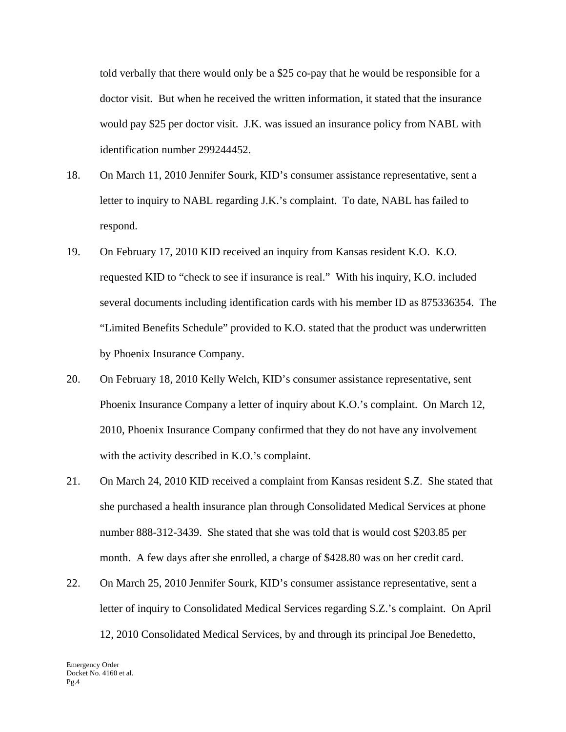told verbally that there would only be a $25 co-pay that he would be responsible for a doctor visit. But when he received the written information, it stated that the insurance would pay $25 per doctor visit. J.K. was issued an insurance policy from NABL with identification number 299244452.

18. On March 11, 2010 Jennifer Sourk, KID's consumer assistance representative, sent a letter to inquiry to NABL regarding J.K.'s complaint. To date, NABL has failed to respond.

19. On February 17, 2010 KID received an inquiry from Kansas resident K.O. K.O. requested KID to "check to see if insurance is real." With his inquiry, K.O. included several documents including identification cards with his member ID as 875336354. The "Limited Benefits Schedule" provided to K.O. stated that the product was underwritten by Phoenix Insurance Company.

20. On February 18, 2010 Kelly Welch, KID's consumer assistance representative, sent Phoenix Insurance Company a letter of inquiry about K.O.'s complaint. On March 12, 2010, Phoenix Insurance Company confirmed that they do not have any involvement with the activity described in K.O.'s complaint.

21. On March 24, 2010 KID received a complaint from Kansas resident S.Z. She stated that she purchased a health insurance plan through Consolidated Medical Services at phone number 888-312-3439. She stated that she was told that is would cost $203.85 per month. A few days after she enrolled, a charge of $428.80 was on her credit card.

22. On March 25, 2010 Jennifer Sourk, KID's consumer assistance representative, sent a letter of inquiry to Consolidated Medical Services regarding S.Z.'s complaint. On April 12, 2010 Consolidated Medical Services, by and through its principal Joe Benedetto,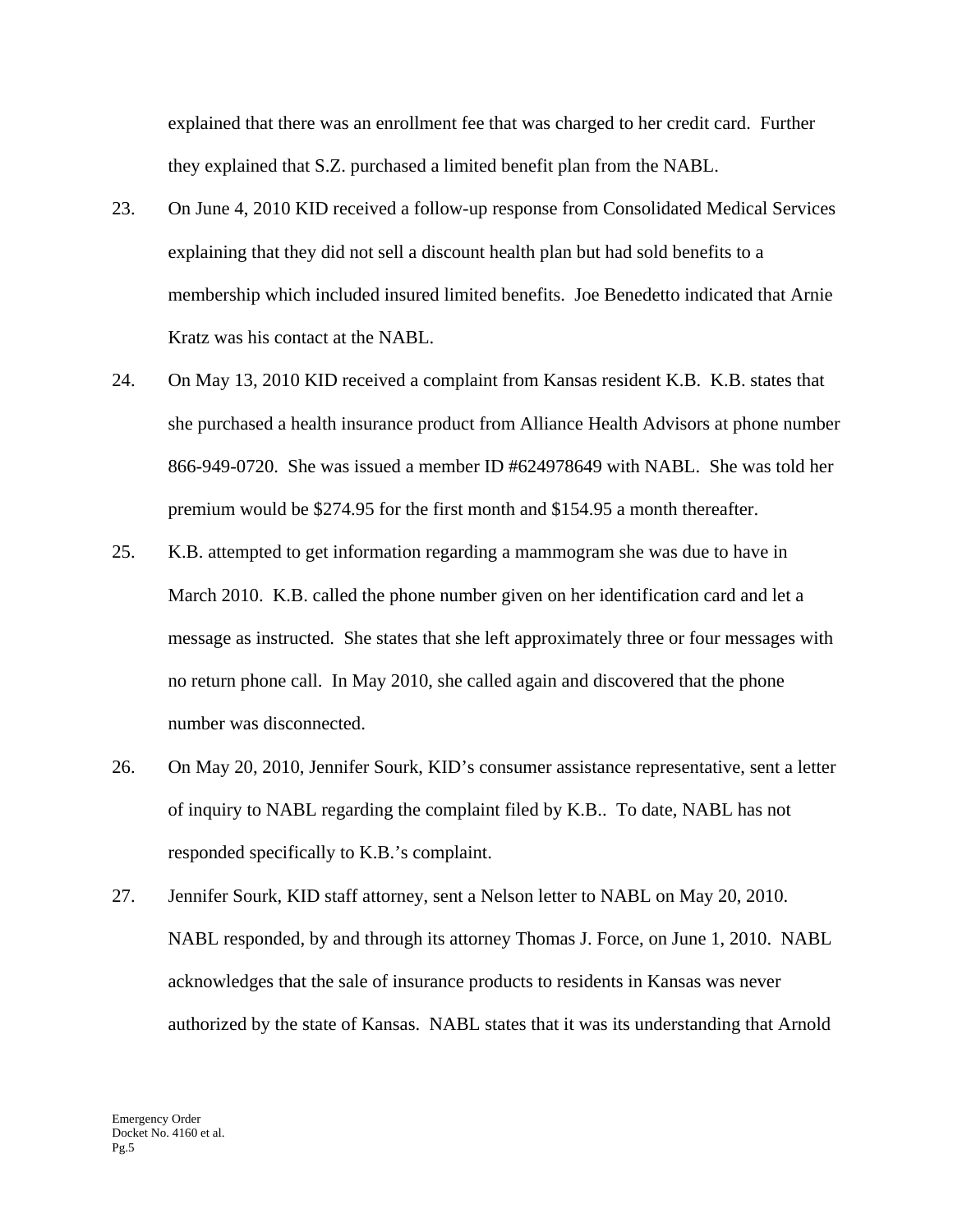explained that there was an enrollment fee that was charged to her credit card. Further they explained that S.Z. purchased a limited benefit plan from the NABL.

23. On June 4, 2010 KID received a follow-up response from Consolidated Medical Services explaining that they did not sell a discount health plan but had sold benefits to a membership which included insured limited benefits. Joe Benedetto indicated that Arnie Kratz was his contact at the NABL.

24. On May 13, 2010 KID received a complaint from Kansas resident K.B. K.B. states that she purchased a health insurance product from Alliance Health Advisors at phone number 866-949-0720. She was issued a member ID #624978649 with NABL. She was told her premium would be $274.95 for the first month and $154.95 a month thereafter.

25. K.B. attempted to get information regarding a mammogram she was due to have in March 2010. K.B. called the phone number given on her identification card and let a message as instructed. She states that she left approximately three or four messages with no return phone call. In May 2010, she called again and discovered that the phone number was disconnected.

26. On May 20, 2010, Jennifer Sourk, KID's consumer assistance representative, sent a letter of inquiry to NABL regarding the complaint filed by K.B.. To date, NABL has not responded specifically to K.B.'s complaint.

27. Jennifer Sourk, KID staff attorney, sent a Nelson letter to NABL on May 20, 2010. NABL responded, by and through its attorney Thomas J. Force, on June 1, 2010. NABL acknowledges that the sale of insurance products to residents in Kansas was never authorized by the state of Kansas. NABL states that it was its understanding that Arnold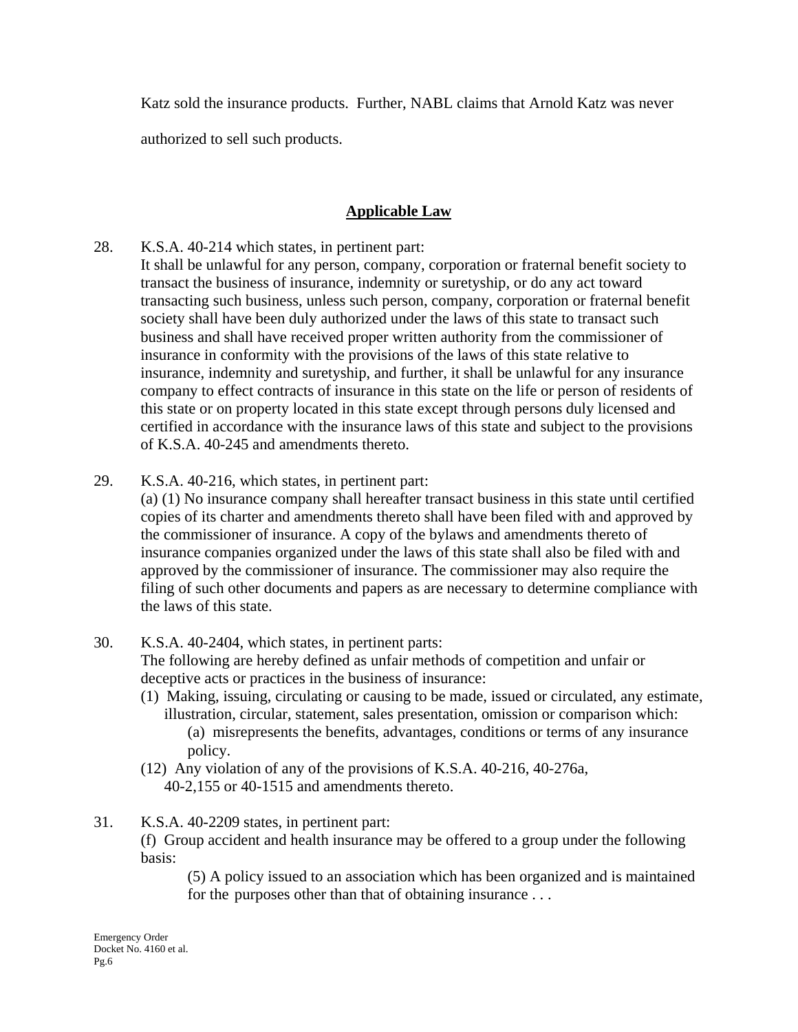Katz sold the insurance products. Further, NABL claims that Arnold Katz was never authorized to sell such products.

## **Applicable Law**

28. K.S.A. 40-214 which states, in pertinent part:
    It shall be unlawful for any person, company, corporation or fraternal benefit society to transact the business of insurance, indemnity or suretyship, or do any act toward transacting such business, unless such person, company, corporation or fraternal benefit society shall have been duly authorized under the laws of this state to transact such business and shall have received proper written authority from the commissioner of insurance in conformity with the provisions of the laws of this state relative to insurance, indemnity and suretyship, and further, it shall be unlawful for any insurance company to effect contracts of insurance in this state on the life or person of residents of this state or on property located in this state except through persons duly licensed and certified in accordance with the insurance laws of this state and subject to the provisions of K.S.A. 40-245 and amendments thereto.

29. K.S.A. 40-216, which states, in pertinent part:
    (a) (1) No insurance company shall hereafter transact business in this state until certified copies of its charter and amendments thereto shall have been filed with and approved by the commissioner of insurance. A copy of the bylaws and amendments thereto of insurance companies organized under the laws of this state shall also be filed with and approved by the commissioner of insurance. The commissioner may also require the filing of such other documents and papers as are necessary to determine compliance with the laws of this state.

30. K.S.A. 40-2404, which states, in pertinent parts:
    The following are hereby defined as unfair methods of competition and unfair or deceptive acts or practices in the business of insurance:
    (1) Making, issuing, circulating or causing to be made, issued or circulated, any estimate, illustration, circular, statement, sales presentation, omission or comparison which:
        (a) misrepresents the benefits, advantages, conditions or terms of any insurance policy.
    (12) Any violation of any of the provisions of K.S.A. 40-216, 40-276a, 40-2,155 or 40-1515 and amendments thereto.

31. K.S.A. 40-2209 states, in pertinent part:
    (f) Group accident and health insurance may be offered to a group under the following basis:
        (5) A policy issued to an association which has been organized and is maintained for the purposes other than that of obtaining insurance . . .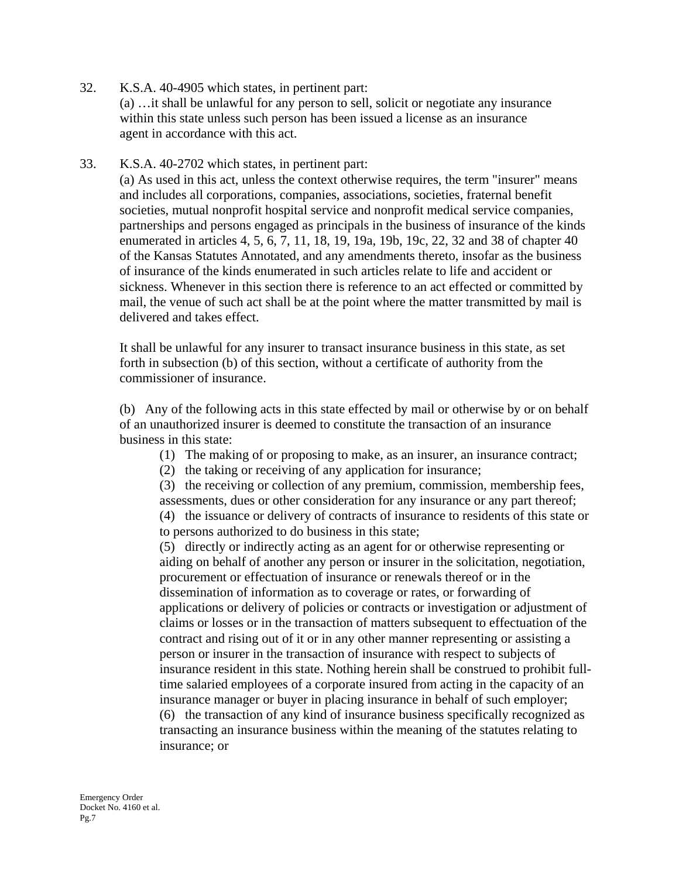32. K.S.A. 40-4905 which states, in pertinent part:
    (a) …it shall be unlawful for any person to sell, solicit or negotiate any insurance within this state unless such person has been issued a license as an insurance agent in accordance with this act.

33. K.S.A. 40-2702 which states, in pertinent part:
    (a) As used in this act, unless the context otherwise requires, the term "insurer" means and includes all corporations, companies, associations, societies, fraternal benefit societies, mutual nonprofit hospital service and nonprofit medical service companies, partnerships and persons engaged as principals in the business of insurance of the kinds enumerated in articles 4, 5, 6, 7, 11, 18, 19, 19a, 19b, 19c, 22, 32 and 38 of chapter 40 of the Kansas Statutes Annotated, and any amendments thereto, insofar as the business of insurance of the kinds enumerated in such articles relate to life and accident or sickness. Whenever in this section there is reference to an act effected or committed by mail, the venue of such act shall be at the point where the matter transmitted by mail is delivered and takes effect.

    It shall be unlawful for any insurer to transact insurance business in this state, as set forth in subsection (b) of this section, without a certificate of authority from the commissioner of insurance.

    (b) Any of the following acts in this state effected by mail or otherwise by or on behalf of an unauthorized insurer is deemed to constitute the transaction of an insurance business in this state:

    (1) The making of or proposing to make, as an insurer, an insurance contract;
    (2) the taking or receiving of any application for insurance;
    (3) the receiving or collection of any premium, commission, membership fees, assessments, dues or other consideration for any insurance or any part thereof;
    (4) the issuance or delivery of contracts of insurance to residents of this state or to persons authorized to do business in this state;
    (5) directly or indirectly acting as an agent for or otherwise representing or aiding on behalf of another any person or insurer in the solicitation, negotiation, procurement or effectuation of insurance or renewals thereof or in the dissemination of information as to coverage or rates, or forwarding of applications or delivery of policies or contracts or investigation or adjustment of claims or losses or in the transaction of matters subsequent to effectuation of the contract and rising out of it or in any other manner representing or assisting a person or insurer in the transaction of insurance with respect to subjects of insurance resident in this state. Nothing herein shall be construed to prohibit full-time salaried employees of a corporate insured from acting in the capacity of an insurance manager or buyer in placing insurance in behalf of such employer;
    (6) the transaction of any kind of insurance business specifically recognized as transacting an insurance business within the meaning of the statutes relating to insurance; or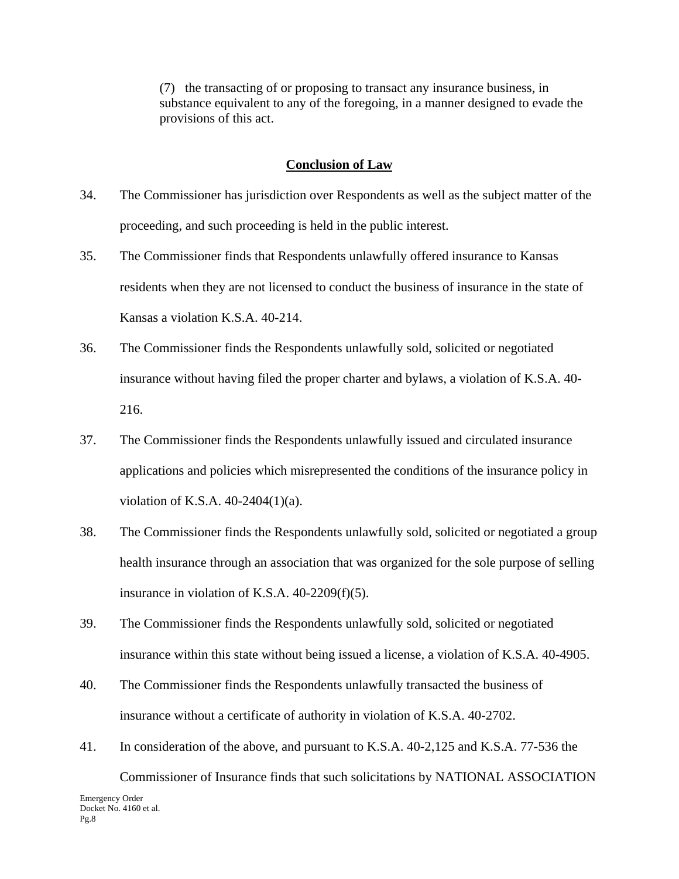(7) the transacting of or proposing to transact any insurance business, in substance equivalent to any of the foregoing, in a manner designed to evade the provisions of this act.

## Conclusion of Law

34. The Commissioner has jurisdiction over Respondents as well as the subject matter of the proceeding, and such proceeding is held in the public interest.

35. The Commissioner finds that Respondents unlawfully offered insurance to Kansas residents when they are not licensed to conduct the business of insurance in the state of Kansas a violation K.S.A. 40-214.

36. The Commissioner finds the Respondents unlawfully sold, solicited or negotiated insurance without having filed the proper charter and bylaws, a violation of K.S.A. 40-216.

37. The Commissioner finds the Respondents unlawfully issued and circulated insurance applications and policies which misrepresented the conditions of the insurance policy in violation of K.S.A. 40-2404(1)(a).

38. The Commissioner finds the Respondents unlawfully sold, solicited or negotiated a group health insurance through an association that was organized for the sole purpose of selling insurance in violation of K.S.A. 40-2209(f)(5).

39. The Commissioner finds the Respondents unlawfully sold, solicited or negotiated insurance within this state without being issued a license, a violation of K.S.A. 40-4905.

40. The Commissioner finds the Respondents unlawfully transacted the business of insurance without a certificate of authority in violation of K.S.A. 40-2702.

41. In consideration of the above, and pursuant to K.S.A. 40-2,125 and K.S.A. 77-536 the Commissioner of Insurance finds that such solicitations by NATIONAL ASSOCIATION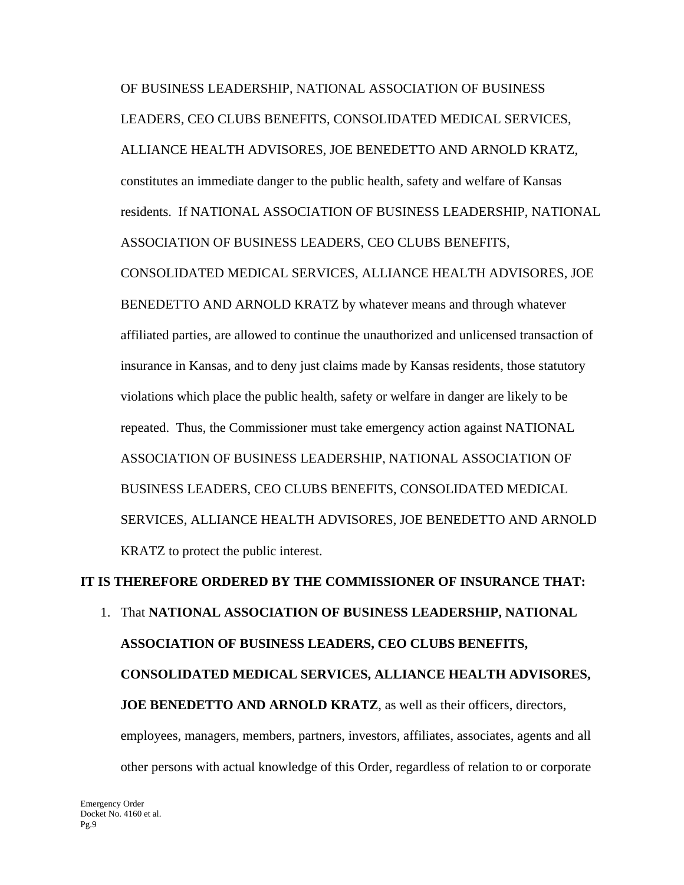OF BUSINESS LEADERSHIP, NATIONAL ASSOCIATION OF BUSINESS LEADERS, CEO CLUBS BENEFITS, CONSOLIDATED MEDICAL SERVICES, ALLIANCE HEALTH ADVISORES, JOE BENEDETTO AND ARNOLD KRATZ, constitutes an immediate danger to the public health, safety and welfare of Kansas residents. If NATIONAL ASSOCIATION OF BUSINESS LEADERSHIP, NATIONAL ASSOCIATION OF BUSINESS LEADERS, CEO CLUBS BENEFITS, CONSOLIDATED MEDICAL SERVICES, ALLIANCE HEALTH ADVISORES, JOE BENEDETTO AND ARNOLD KRATZ by whatever means and through whatever affiliated parties, are allowed to continue the unauthorized and unlicensed transaction of insurance in Kansas, and to deny just claims made by Kansas residents, those statutory violations which place the public health, safety or welfare in danger are likely to be repeated. Thus, the Commissioner must take emergency action against NATIONAL ASSOCIATION OF BUSINESS LEADERSHIP, NATIONAL ASSOCIATION OF BUSINESS LEADERS, CEO CLUBS BENEFITS, CONSOLIDATED MEDICAL SERVICES, ALLIANCE HEALTH ADVISORES, JOE BENEDETTO AND ARNOLD KRATZ to protect the public interest.

**IT IS THEREFORE ORDERED BY THE COMMISSIONER OF INSURANCE THAT:**

1. That **NATIONAL ASSOCIATION OF BUSINESS LEADERSHIP, NATIONAL ASSOCIATION OF BUSINESS LEADERS, CEO CLUBS BENEFITS, CONSOLIDATED MEDICAL SERVICES, ALLIANCE HEALTH ADVISORES, JOE BENEDETTO AND ARNOLD KRATZ**, as well as their officers, directors, employees, managers, members, partners, investors, affiliates, associates, agents and all other persons with actual knowledge of this Order, regardless of relation to or corporate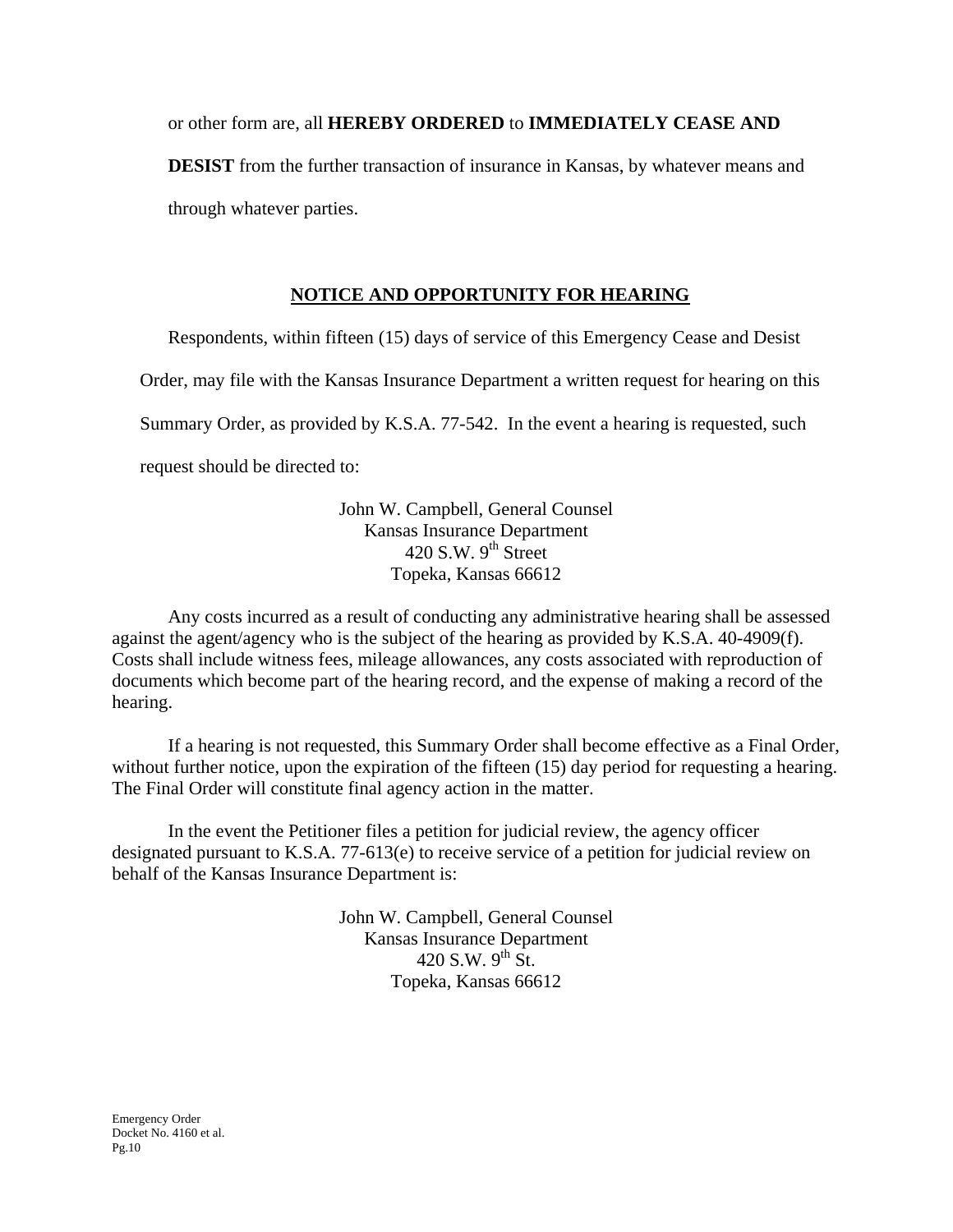or other form are, all **HEREBY ORDERED** to **IMMEDIATELY CEASE AND DESIST** from the further transaction of insurance in Kansas, by whatever means and through whatever parties.

## NOTICE AND OPPORTUNITY FOR HEARING

Respondents, within fifteen (15) days of service of this Emergency Cease and Desist Order, may file with the Kansas Insurance Department a written request for hearing on this Summary Order, as provided by K.S.A. 77-542. In the event a hearing is requested, such request should be directed to:

John W. Campbell, General Counsel
Kansas Insurance Department
420 S.W. 9th Street
Topeka, Kansas 66612

Any costs incurred as a result of conducting any administrative hearing shall be assessed against the agent/agency who is the subject of the hearing as provided by K.S.A. 40-4909(f). Costs shall include witness fees, mileage allowances, any costs associated with reproduction of documents which become part of the hearing record, and the expense of making a record of the hearing.

If a hearing is not requested, this Summary Order shall become effective as a Final Order, without further notice, upon the expiration of the fifteen (15) day period for requesting a hearing. The Final Order will constitute final agency action in the matter.

In the event the Petitioner files a petition for judicial review, the agency officer designated pursuant to K.S.A. 77-613(e) to receive service of a petition for judicial review on behalf of the Kansas Insurance Department is:

John W. Campbell, General Counsel
Kansas Insurance Department
420 S.W. 9th St.
Topeka, Kansas 66612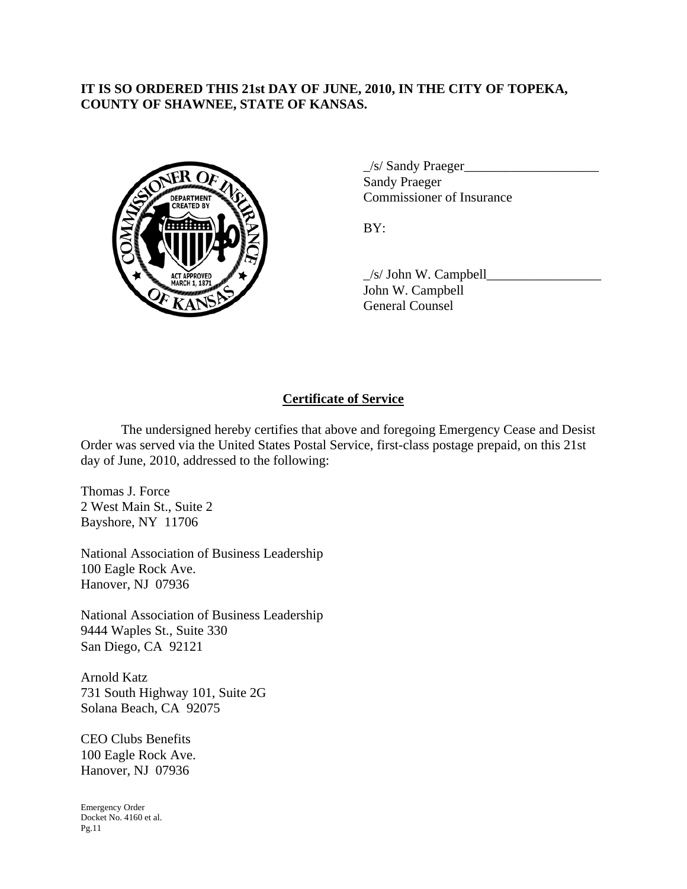**IT IS SO ORDERED THIS 21st DAY OF JUNE, 2010, IN THE CITY OF TOPEKA, COUNTY OF SHAWNEE, STATE OF KANSAS.**

_/s/ Sandy Praeger____________________
Sandy Praeger
Commissioner of Insurance

BY:

_/s/ John W. Campbell_________________
John W. Campbell
General Counsel

## Certificate of Service

The undersigned hereby certifies that above and foregoing Emergency Cease and Desist Order was served via the United States Postal Service, first-class postage prepaid, on this 21st day of June, 2010, addressed to the following:

Thomas J. Force
2 West Main St., Suite 2
Bayshore, NY 11706

National Association of Business Leadership
100 Eagle Rock Ave.
Hanover, NJ 07936

National Association of Business Leadership
9444 Waples St., Suite 330
San Diego, CA 92121

Arnold Katz
731 South Highway 101, Suite 2G
Solana Beach, CA 92075

CEO Clubs Benefits
100 Eagle Rock Ave.
Hanover, NJ 07936

Emergency Order
Docket No. 4160 et al.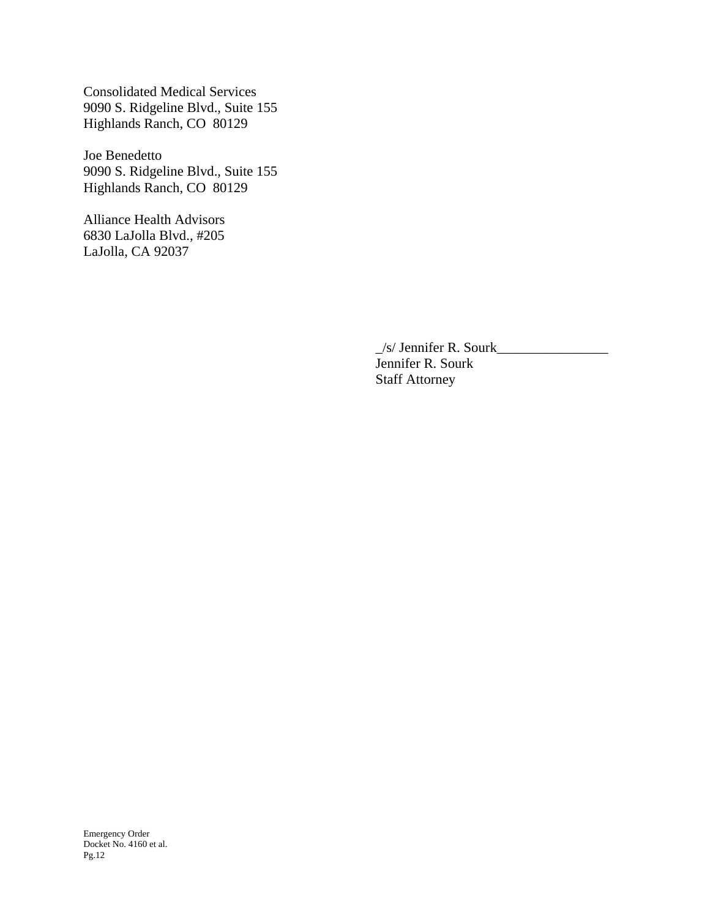Consolidated Medical Services
9090 S. Ridgeline Blvd., Suite 155
Highlands Ranch, CO 80129

Joe Benedetto
9090 S. Ridgeline Blvd., Suite 155
Highlands Ranch, CO 80129

Alliance Health Advisors
6830 LaJolla Blvd., #205
LaJolla, CA 92037

_/s/ Jennifer R. Sourk________________
Jennifer R. Sourk
Staff Attorney